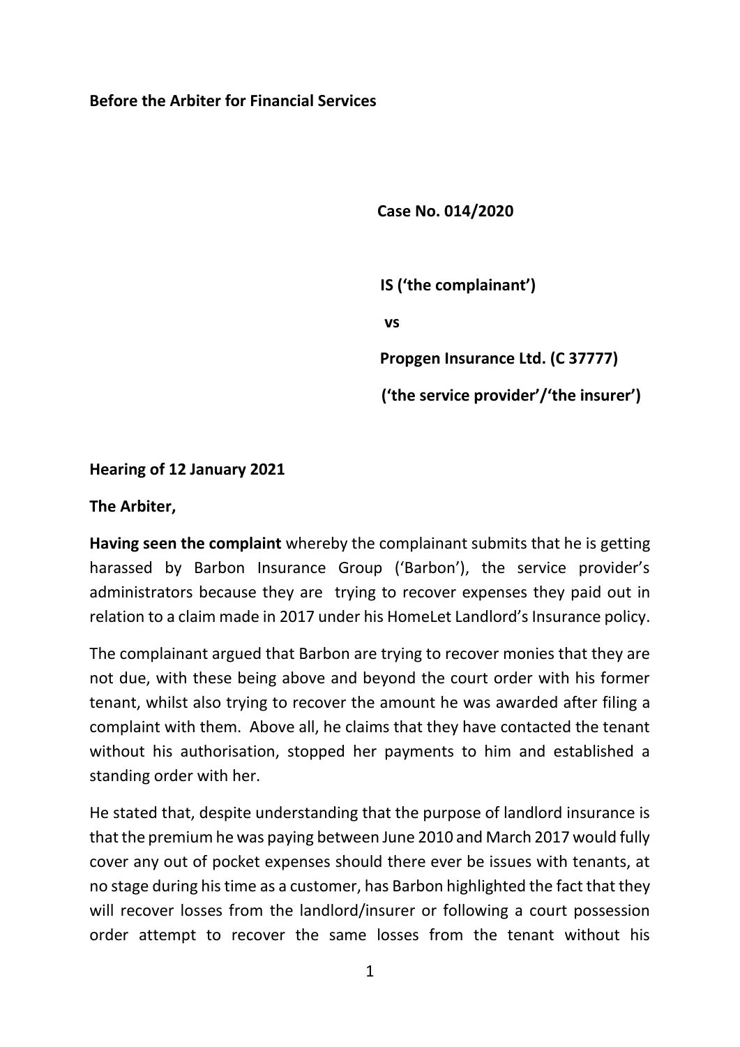**Before the Arbiter for Financial Services**

**Case No. 014/2020**

**IS ('the complainant')**

**vs**

**Propgen Insurance Ltd. (C 37777)**

**('the service provider'/'the insurer')**

**Hearing of 12 January 2021**

**The Arbiter,**

**Having seen the complaint** whereby the complainant submits that he is getting harassed by Barbon Insurance Group ('Barbon'), the service provider's administrators because they are trying to recover expenses they paid out in relation to a claim made in 2017 under his HomeLet Landlord's Insurance policy.

The complainant argued that Barbon are trying to recover monies that they are not due, with these being above and beyond the court order with his former tenant, whilst also trying to recover the amount he was awarded after filing a complaint with them. Above all, he claims that they have contacted the tenant without his authorisation, stopped her payments to him and established a standing order with her.

He stated that, despite understanding that the purpose of landlord insurance is that the premium he was paying between June 2010 and March 2017 would fully cover any out of pocket expenses should there ever be issues with tenants, at no stage during his time as a customer, has Barbon highlighted the fact that they will recover losses from the landlord/insurer or following a court possession order attempt to recover the same losses from the tenant without his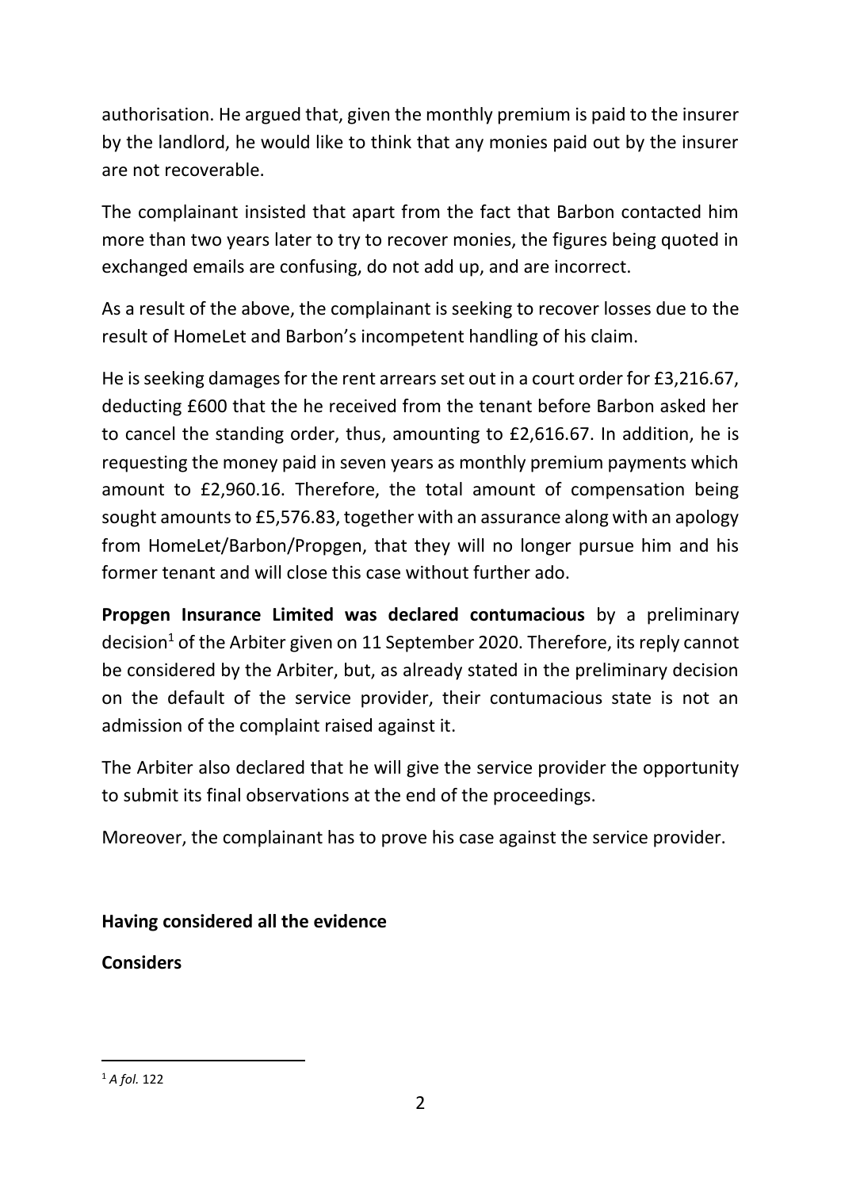authorisation. He argued that, given the monthly premium is paid to the insurer by the landlord, he would like to think that any monies paid out by the insurer are not recoverable.

The complainant insisted that apart from the fact that Barbon contacted him more than two years later to try to recover monies, the figures being quoted in exchanged emails are confusing, do not add up, and are incorrect.

As a result of the above, the complainant is seeking to recover losses due to the result of HomeLet and Barbon's incompetent handling of his claim.

He is seeking damages for the rent arrears set out in a court order for £3,216.67, deducting £600 that the he received from the tenant before Barbon asked her to cancel the standing order, thus, amounting to £2,616.67. In addition, he is requesting the money paid in seven years as monthly premium payments which amount to £2,960.16. Therefore, the total amount of compensation being sought amounts to £5,576.83, together with an assurance along with an apology from HomeLet/Barbon/Propgen, that they will no longer pursue him and his former tenant and will close this case without further ado.

**Propgen Insurance Limited was declared contumacious** by a preliminary decision[1] of the Arbiter given on 11 September 2020. Therefore, its reply cannot be considered by the Arbiter, but, as already stated in the preliminary decision on the default of the service provider, their contumacious state is not an admission of the complaint raised against it.

The Arbiter also declared that he will give the service provider the opportunity to submit its final observations at the end of the proceedings.

Moreover, the complainant has to prove his case against the service provider.

**Having considered all the evidence**

**Considers**

[1] *A fol.* 122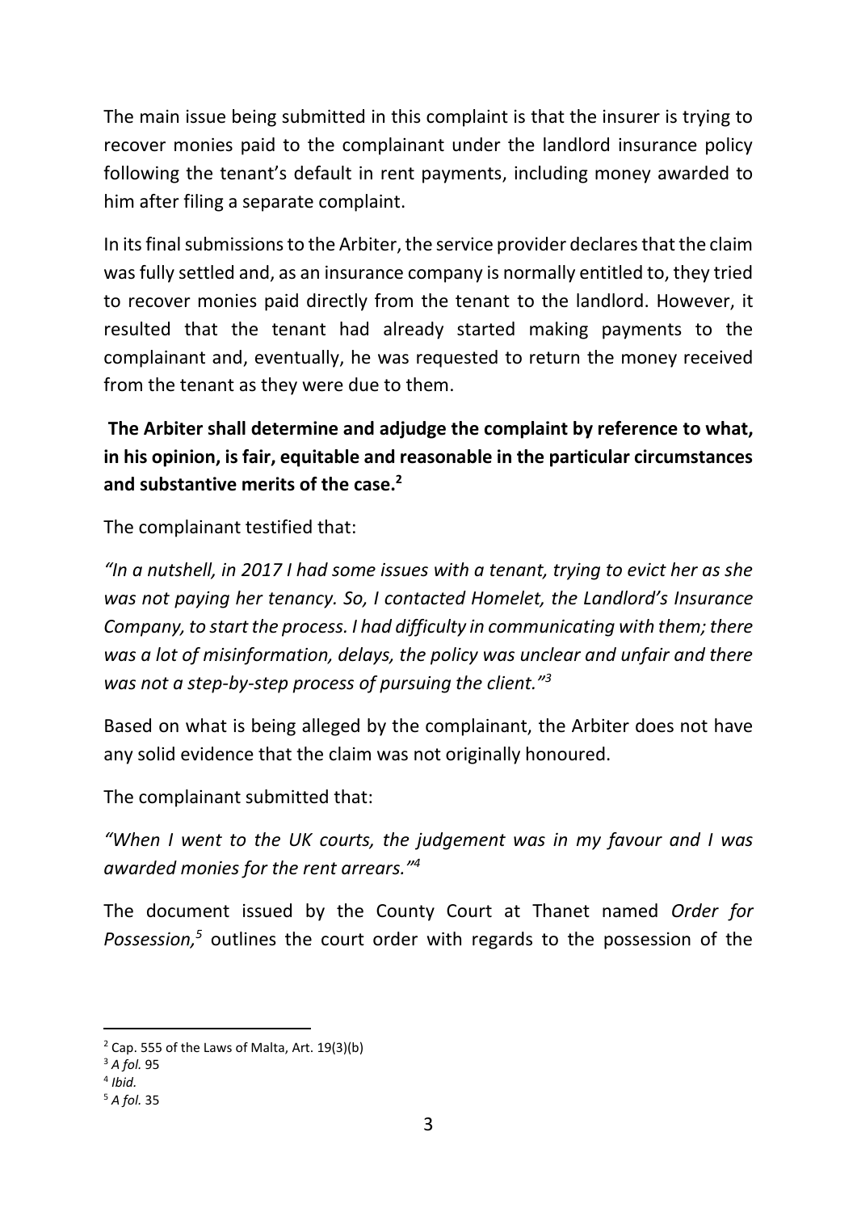The main issue being submitted in this complaint is that the insurer is trying to recover monies paid to the complainant under the landlord insurance policy following the tenant's default in rent payments, including money awarded to him after filing a separate complaint.

In its final submissions to the Arbiter, the service provider declares that the claim was fully settled and, as an insurance company is normally entitled to, they tried to recover monies paid directly from the tenant to the landlord. However, it resulted that the tenant had already started making payments to the complainant and, eventually, he was requested to return the money received from the tenant as they were due to them.

**The Arbiter shall determine and adjudge the complaint by reference to what, in his opinion, is fair, equitable and reasonable in the particular circumstances and substantive merits of the case.[2]**

The complainant testified that:

*"In a nutshell, in 2017 I had some issues with a tenant, trying to evict her as she was not paying her tenancy. So, I contacted Homelet, the Landlord's Insurance Company, to start the process. I had difficulty in communicating with them; there was a lot of misinformation, delays, the policy was unclear and unfair and there was not a step-by-step process of pursuing the client."[3]*

Based on what is being alleged by the complainant, the Arbiter does not have any solid evidence that the claim was not originally honoured.

The complainant submitted that:

*"When I went to the UK courts, the judgement was in my favour and I was awarded monies for the rent arrears."[4]*

The document issued by the County Court at Thanet named *Order for Possession,*[5] outlines the court order with regards to the possession of the

---

[2] Cap. 555 of the Laws of Malta, Art. 19(3)(b)

[3] *A fol.* 95

[4] *Ibid.*

[5] *A fol.* 35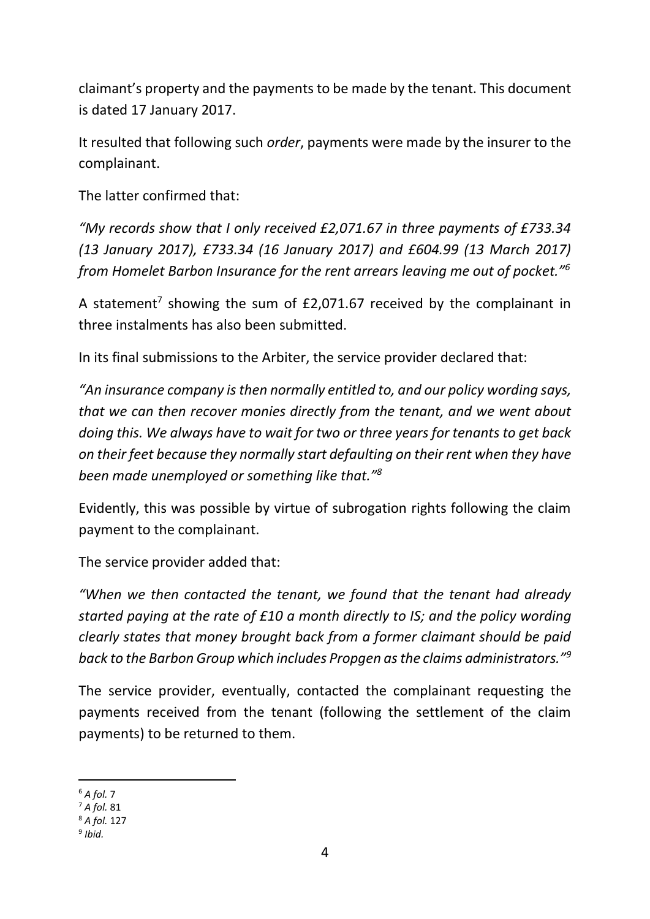claimant's property and the payments to be made by the tenant. This document is dated 17 January 2017.

It resulted that following such *order*, payments were made by the insurer to the complainant.

The latter confirmed that:

*"My records show that I only received £2,071.67 in three payments of £733.34 (13 January 2017), £733.34 (16 January 2017) and £604.99 (13 March 2017) from Homelet Barbon Insurance for the rent arrears leaving me out of pocket."*[6]

A statement[7] showing the sum of £2,071.67 received by the complainant in three instalments has also been submitted.

In its final submissions to the Arbiter, the service provider declared that:

*"An insurance company is then normally entitled to, and our policy wording says, that we can then recover monies directly from the tenant, and we went about doing this. We always have to wait for two or three years for tenants to get back on their feet because they normally start defaulting on their rent when they have been made unemployed or something like that."*[8]

Evidently, this was possible by virtue of subrogation rights following the claim payment to the complainant.

The service provider added that:

*"When we then contacted the tenant, we found that the tenant had already started paying at the rate of £10 a month directly to IS; and the policy wording clearly states that money brought back from a former claimant should be paid back to the Barbon Group which includes Propgen as the claims administrators."*[9]

The service provider, eventually, contacted the complainant requesting the payments received from the tenant (following the settlement of the claim payments) to be returned to them.

---

[6] *A fol.* 7

[7] *A fol.* 81

[8] *A fol.* 127

[9] *Ibid.*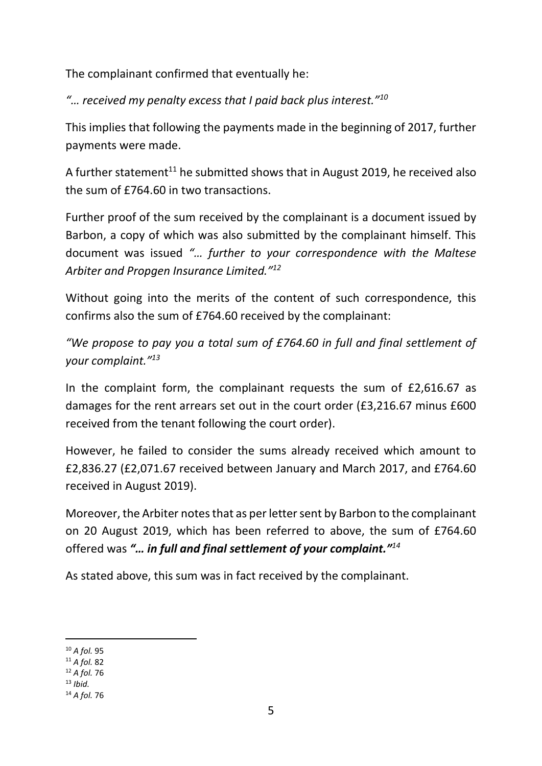The complainant confirmed that eventually he:

*"… received my penalty excess that I paid back plus interest."*[10]

This implies that following the payments made in the beginning of 2017, further payments were made.

A further statement[11] he submitted shows that in August 2019, he received also the sum of £764.60 in two transactions.

Further proof of the sum received by the complainant is a document issued by Barbon, a copy of which was also submitted by the complainant himself. This document was issued *"… further to your correspondence with the Maltese Arbiter and Propgen Insurance Limited."*[12]

Without going into the merits of the content of such correspondence, this confirms also the sum of £764.60 received by the complainant:

*"We propose to pay you a total sum of £764.60 in full and final settlement of your complaint."*[13]

In the complaint form, the complainant requests the sum of £2,616.67 as damages for the rent arrears set out in the court order (£3,216.67 minus £600 received from the tenant following the court order).

However, he failed to consider the sums already received which amount to £2,836.27 (£2,071.67 received between January and March 2017, and £764.60 received in August 2019).

Moreover, the Arbiter notes that as per letter sent by Barbon to the complainant on 20 August 2019, which has been referred to above, the sum of £764.60 offered was ***"… in full and final settlement of your complaint."***[14]

As stated above, this sum was in fact received by the complainant.

---

[10] *A fol.* 95
[11] *A fol.* 82
[12] *A fol.* 76
[13] *Ibid.*
[14] *A fol.* 76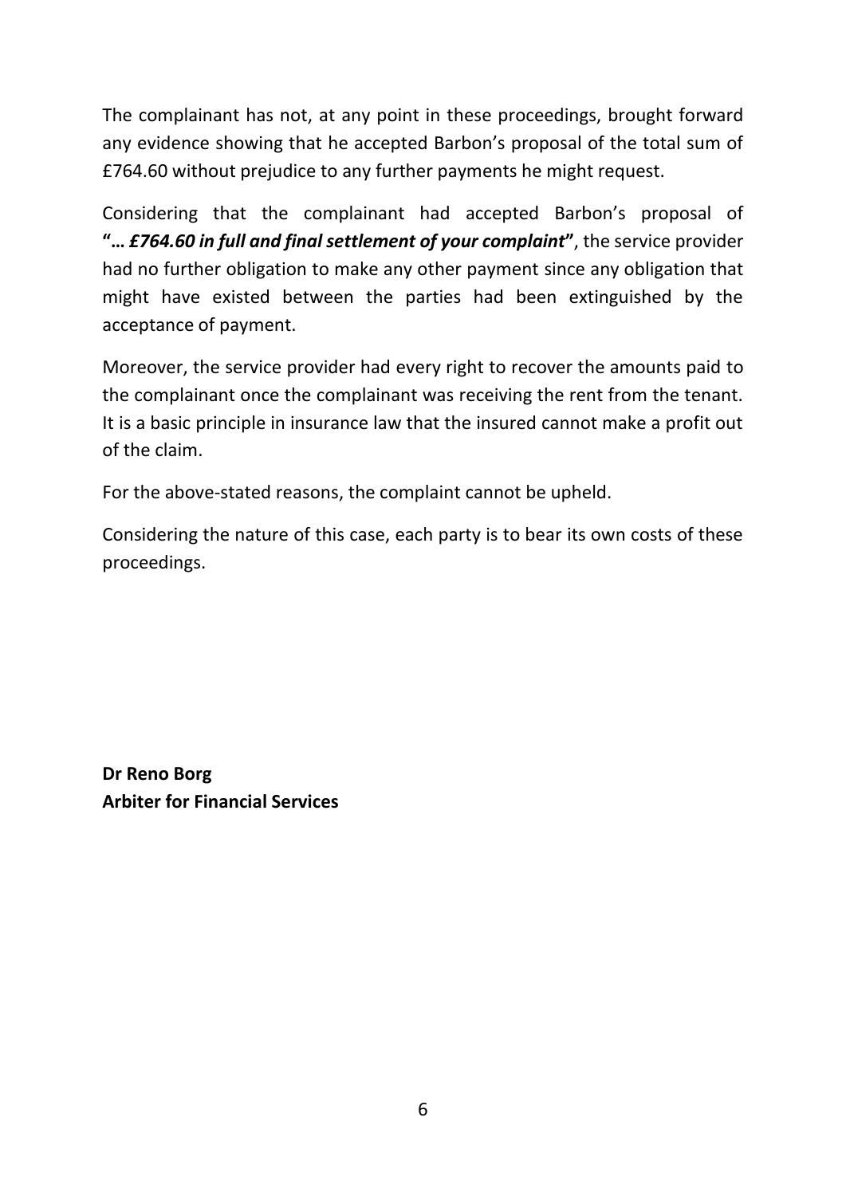The complainant has not, at any point in these proceedings, brought forward any evidence showing that he accepted Barbon's proposal of the total sum of £764.60 without prejudice to any further payments he might request.

Considering that the complainant had accepted Barbon's proposal of **"*… £764.60 in full and final settlement of your complaint*"**, the service provider had no further obligation to make any other payment since any obligation that might have existed between the parties had been extinguished by the acceptance of payment.

Moreover, the service provider had every right to recover the amounts paid to the complainant once the complainant was receiving the rent from the tenant. It is a basic principle in insurance law that the insured cannot make a profit out of the claim.

For the above-stated reasons, the complaint cannot be upheld.

Considering the nature of this case, each party is to bear its own costs of these proceedings.

**Dr Reno Borg**
**Arbiter for Financial Services**